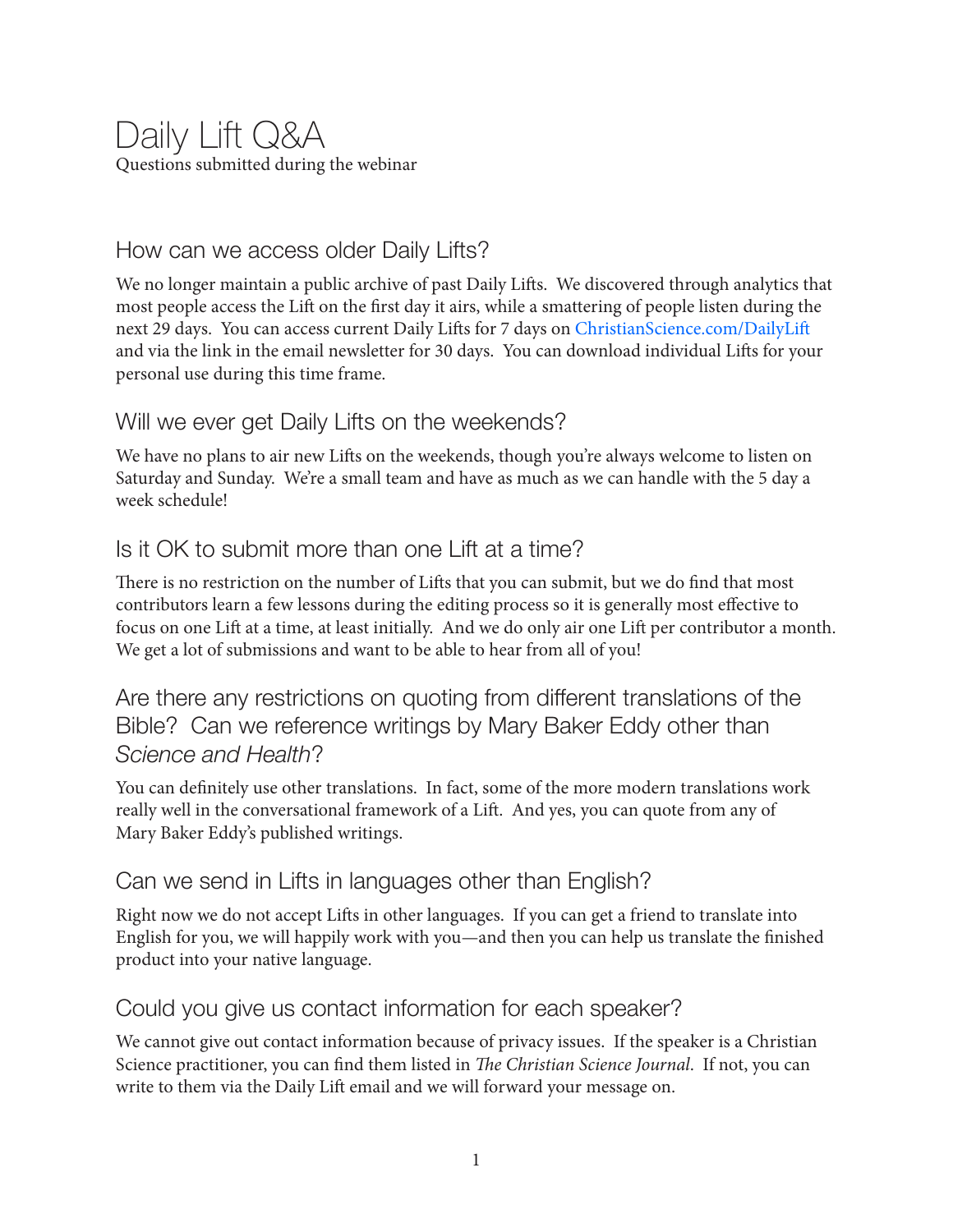# Daily Lift Q&A

Questions submitted during the webinar

## How can we access older Daily Lifts?

We no longer maintain a public archive of past Daily Lifts. We discovered through analytics that most people access the Lift on the first day it airs, while a smattering of people listen during the next 29 days. You can access current Daily Lifts for 7 days on ChristianScience.com/DailyLift and via the link in the email newsletter for 30 days. You can download individual Lifts for your personal use during this time frame.

## Will we ever get Daily Lifts on the weekends?

We have no plans to air new Lifts on the weekends, though you're always welcome to listen on Saturday and Sunday. We're a small team and have as much as we can handle with the 5 day a week schedule!

## Is it OK to submit more than one Lift at a time?

There is no restriction on the number of Lifts that you can submit, but we do find that most contributors learn a few lessons during the editing process so it is generally most effective to focus on one Lift at a time, at least initially. And we do only air one Lift per contributor a month. We get a lot of submissions and want to be able to hear from all of you!

## Are there any restrictions on quoting from different translations of the Bible? Can we reference writings by Mary Baker Eddy other than *Science and Health*?

You can definitely use other translations. In fact, some of the more modern translations work really well in the conversational framework of a Lift. And yes, you can quote from any of Mary Baker Eddy's published writings.

## Can we send in Lifts in languages other than English?

Right now we do not accept Lifts in other languages. If you can get a friend to translate into English for you, we will happily work with you—and then you can help us translate the finished product into your native language.

## Could you give us contact information for each speaker?

We cannot give out contact information because of privacy issues. If the speaker is a Christian Science practitioner, you can find them listed in *The Christian Science Journal*. If not, you can write to them via the Daily Lift email and we will forward your message on.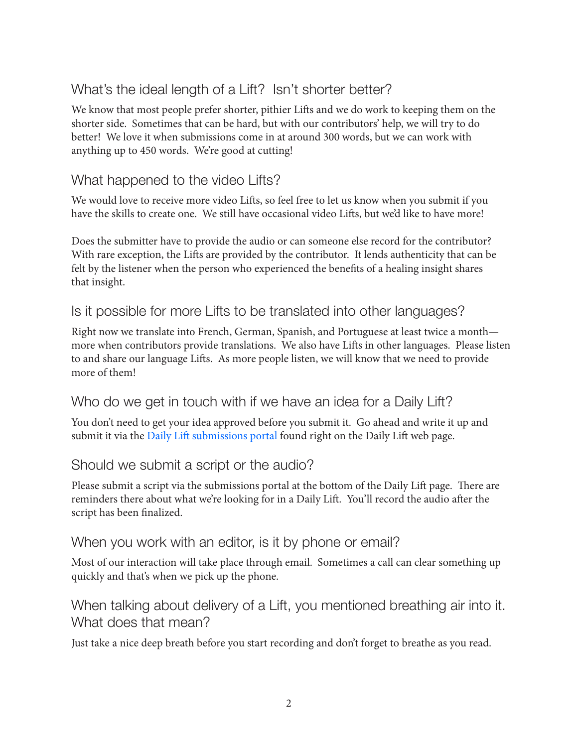## What's the ideal length of a Lift? Isn't shorter better?

We know that most people prefer shorter, pithier Lifts and we do work to keeping them on the shorter side. Sometimes that can be hard, but with our contributors' help, we will try to do better! We love it when submissions come in at around 300 words, but we can work with anything up to 450 words. We're good at cutting!

## What happened to the video Lifts?

We would love to receive more video Lifts, so feel free to let us know when you submit if you have the skills to create one. We still have occasional video Lifts, but we'd like to have more!

Does the submitter have to provide the audio or can someone else record for the contributor? With rare exception, the Lifts are provided by the contributor. It lends authenticity that can be felt by the listener when the person who experienced the benefits of a healing insight shares that insight.

## Is it possible for more Lifts to be translated into other languages?

Right now we translate into French, German, Spanish, and Portuguese at least twice a month—more when contributors provide translations. We also have Lifts in other languages. Please listen to and share our language Lifts. As more people listen, we will know that we need to provide more of them!

## Who do we get in touch with if we have an idea for a Daily Lift?

You don't need to get your idea approved before you submit it. Go ahead and write it up and submit it via the Daily Lift submissions portal found right on the Daily Lift web page.

## Should we submit a script or the audio?

Please submit a script via the submissions portal at the bottom of the Daily Lift page. There are reminders there about what we're looking for in a Daily Lift. You'll record the audio after the script has been finalized.

## When you work with an editor, is it by phone or email?

Most of our interaction will take place through email. Sometimes a call can clear something up quickly and that's when we pick up the phone.

## When talking about delivery of a Lift, you mentioned breathing air into it. What does that mean?

Just take a nice deep breath before you start recording and don't forget to breathe as you read.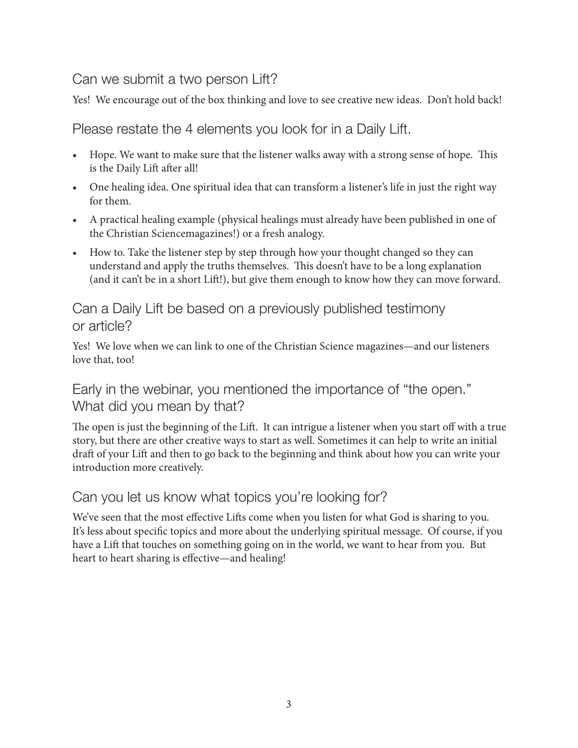## Can we submit a two person Lift?

Yes! We encourage out of the box thinking and love to see creative new ideas. Don't hold back!

## Please restate the 4 elements you look for in a Daily Lift.

- Hope. We want to make sure that the listener walks away with a strong sense of hope. This is the Daily Lift after all!
- One healing idea. One spiritual idea that can transform a listener's life in just the right way for them.
- A practical healing example (physical healings must already have been published in one of the Christian Sciencemagazines!) or a fresh analogy.
- How to. Take the listener step by step through how your thought changed so they can understand and apply the truths themselves. This doesn't have to be a long explanation (and it can't be in a short Lift!), but give them enough to know how they can move forward.

## Can a Daily Lift be based on a previously published testimony or article?

Yes! We love when we can link to one of the Christian Science magazines—and our listeners love that, too!

## Early in the webinar, you mentioned the importance of "the open." What did you mean by that?

The open is just the beginning of the Lift. It can intrigue a listener when you start off with a true story, but there are other creative ways to start as well. Sometimes it can help to write an initial draft of your Lift and then to go back to the beginning and think about how you can write your introduction more creatively.

## Can you let us know what topics you're looking for?

We've seen that the most effective Lifts come when you listen for what God is sharing to you. It's less about specific topics and more about the underlying spiritual message. Of course, if you have a Lift that touches on something going on in the world, we want to hear from you. But heart to heart sharing is effective—and healing!